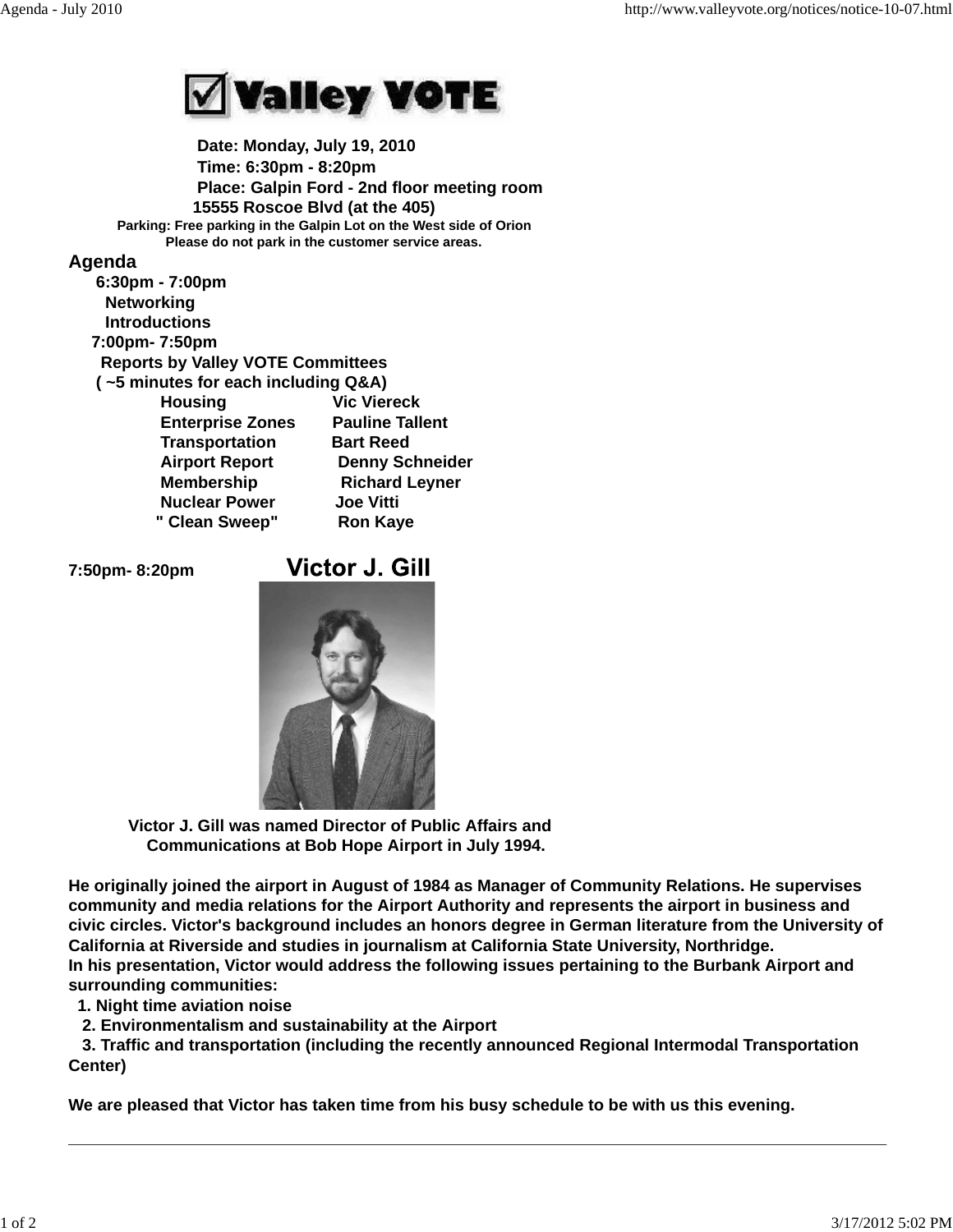# Valley VOTE

**Date: Monday, July 19, 2010**
**Time: 6:30pm - 8:20pm**
**Place: Galpin Ford - 2nd floor meeting room**
**15555 Roscoe Blvd (at the 405)**
**Parking: Free parking in the Galpin Lot on the West side of Orion**
**Please do not park in the customer service areas.**

## Agenda

**6:30pm - 7:00pm**
- **Networking**
- **Introductions**

**7:00pm- 7:50pm**
**Reports by Valley VOTE Committees**
**( ~5 minutes for each including Q&A)**

| Committee | Presenter |
|---|---|
| Housing | Vic Viereck |
| Enterprise Zones | Pauline Tallent |
| Transportation | Bart Reed |
| Airport Report | Denny Schneider |
| Membership | Richard Leyner |
| Nuclear Power | Joe Vitti |
| " Clean Sweep" | Ron Kaye |

**7:50pm- 8:20pm** **Victor J. Gill**

**Victor J. Gill was named Director of Public Affairs and Communications at Bob Hope Airport in July 1994.**

**He originally joined the airport in August of 1984 as Manager of Community Relations. He supervises community and media relations for the Airport Authority and represents the airport in business and civic circles. Victor's background includes an honors degree in German literature from the University of California at Riverside and studies in journalism at California State University, Northridge.**
**In his presentation, Victor would address the following issues pertaining to the Burbank Airport and surrounding communities:**

1. **Night time aviation noise**
2. **Environmentalism and sustainability at the Airport**
3. **Traffic and transportation (including the recently announced Regional Intermodal Transportation Center)**

**We are pleased that Victor has taken time from his busy schedule to be with us this evening.**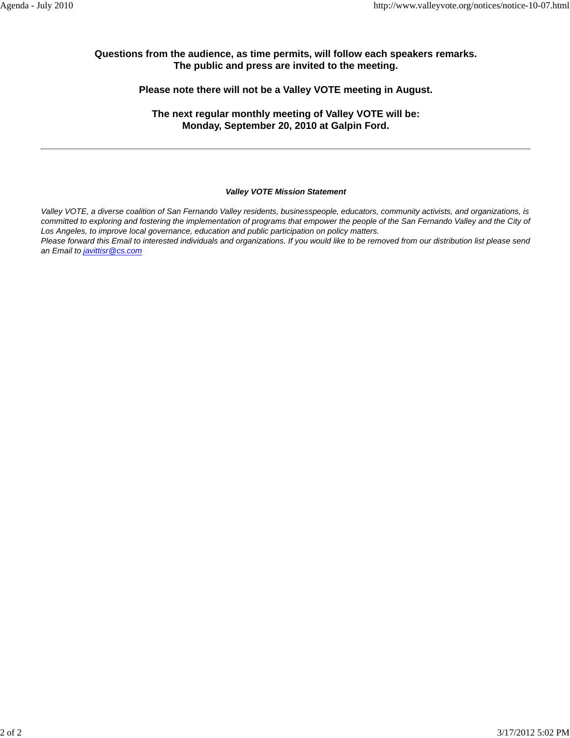**Questions from the audience, as time permits, will follow each speakers remarks.**
**The public and press are invited to the meeting.**

**Please note there will not be a Valley VOTE meeting in August.**

**The next regular monthly meeting of Valley VOTE will be:**
**Monday, September 20, 2010 at Galpin Ford.**

---

***Valley VOTE Mission Statement***

*Valley VOTE, a diverse coalition of San Fernando Valley residents, businesspeople, educators, community activists, and organizations, is committed to exploring and fostering the implementation of programs that empower the people of the San Fernando Valley and the City of Los Angeles, to improve local governance, education and public participation on policy matters.*

*Please forward this Email to interested individuals and organizations. If you would like to be removed from our distribution list please send an Email to javittisr@cs.com*